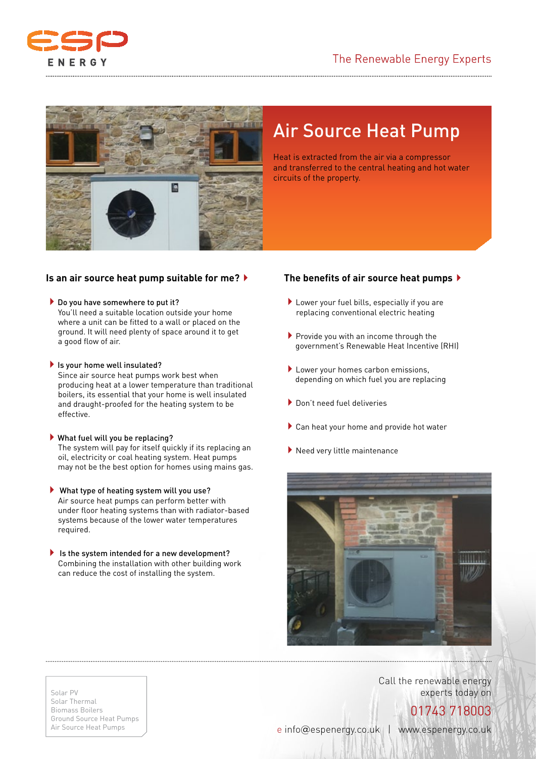ESP ENERGY

The Renewable Energy Experts

# Air Source Heat Pump

Heat is extracted from the air via a compressor and transferred to the central heating and hot water circuits of the property.

## Is an air source heat pump suitable for me?

- **Do you have somewhere to put it?**
  You'll need a suitable location outside your home where a unit can be fitted to a wall or placed on the ground. It will need plenty of space around it to get a good flow of air.

- **Is your home well insulated?**
  Since air source heat pumps work best when producing heat at a lower temperature than traditional boilers, its essential that your home is well insulated and draught-proofed for the heating system to be effective.

- **What fuel will you be replacing?**
  The system will pay for itself quickly if its replacing an oil, electricity or coal heating system. Heat pumps may not be the best option for homes using mains gas.

- **What type of heating system will you use?**
  Air source heat pumps can perform better with under floor heating systems than with radiator-based systems because of the lower water temperatures required.

- **Is the system intended for a new development?**
  Combining the installation with other building work can reduce the cost of installing the system.

## The benefits of air source heat pumps

- Lower your fuel bills, especially if you are replacing conventional electric heating
- Provide you with an income through the government's Renewable Heat Incentive (RHI)
- Lower your homes carbon emissions, depending on which fuel you are replacing
- Don't need fuel deliveries
- Can heat your home and provide hot water
- Need very little maintenance

Solar PV
Solar Thermal
Biomass Boilers
Ground Source Heat Pumps
Air Source Heat Pumps

Call the renewable energy experts today on

01743 718003

e info@espenergy.co.uk | www.espenergy.co.uk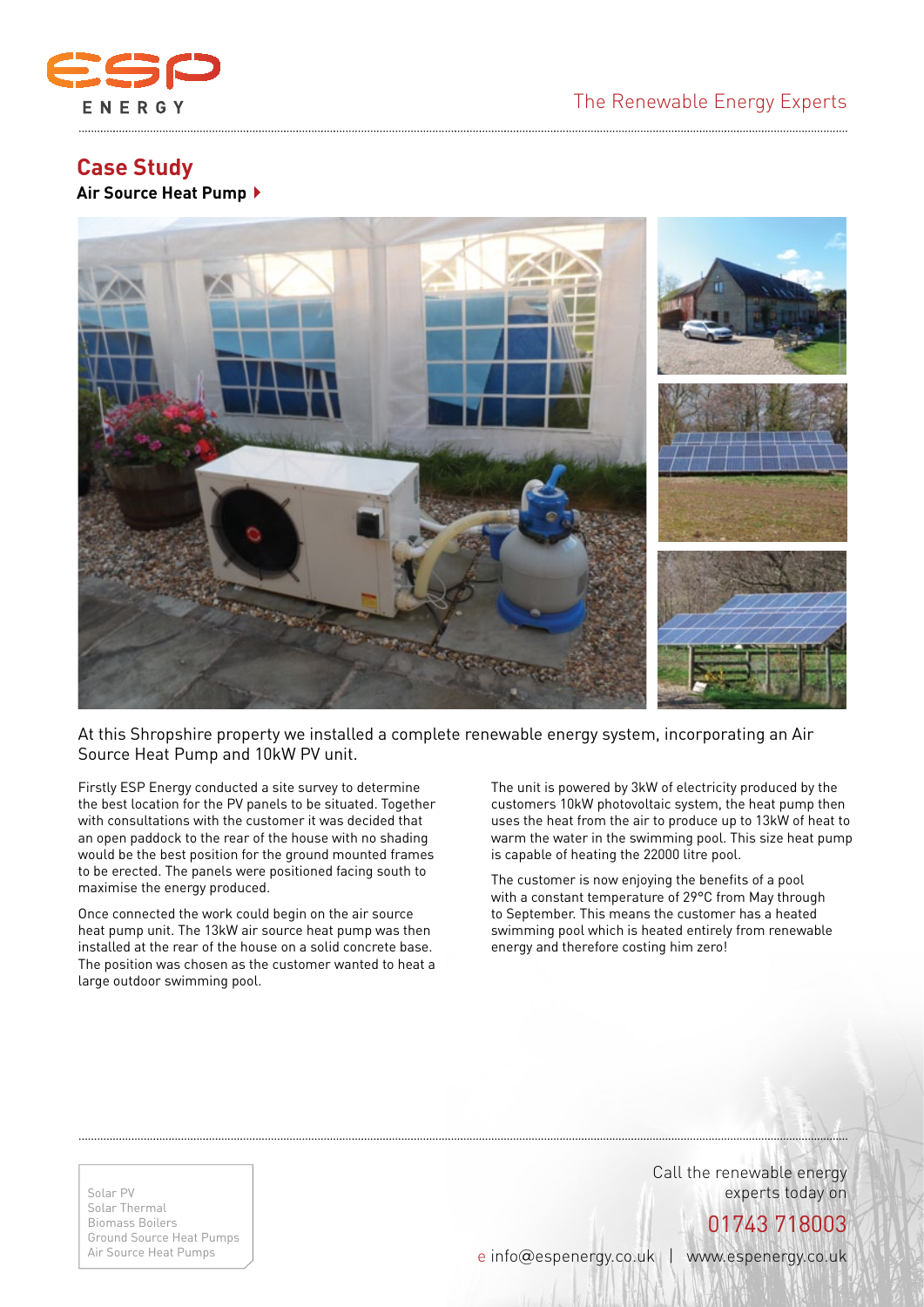ESP ENERGY

The Renewable Energy Experts

# Case Study

**Air Source Heat Pump**

At this Shropshire property we installed a complete renewable energy system, incorporating an Air Source Heat Pump and 10kW PV unit.

Firstly ESP Energy conducted a site survey to determine the best location for the PV panels to be situated. Together with consultations with the customer it was decided that an open paddock to the rear of the house with no shading would be the best position for the ground mounted frames to be erected. The panels were positioned facing south to maximise the energy produced.

Once connected the work could begin on the air source heat pump unit. The 13kW air source heat pump was then installed at the rear of the house on a solid concrete base. The position was chosen as the customer wanted to heat a large outdoor swimming pool.

The unit is powered by 3kW of electricity produced by the customers 10kW photovoltaic system, the heat pump then uses the heat from the air to produce up to 13kW of heat to warm the water in the swimming pool. This size heat pump is capable of heating the 22000 litre pool.

The customer is now enjoying the benefits of a pool with a constant temperature of 29°C from May through to September. This means the customer has a heated swimming pool which is heated entirely from renewable energy and therefore costing him zero!

Solar PV
Solar Thermal
Biomass Boilers
Ground Source Heat Pumps
Air Source Heat Pumps

Call the renewable energy experts today on

01743 718003

e info@espenergy.co.uk | www.espenergy.co.uk